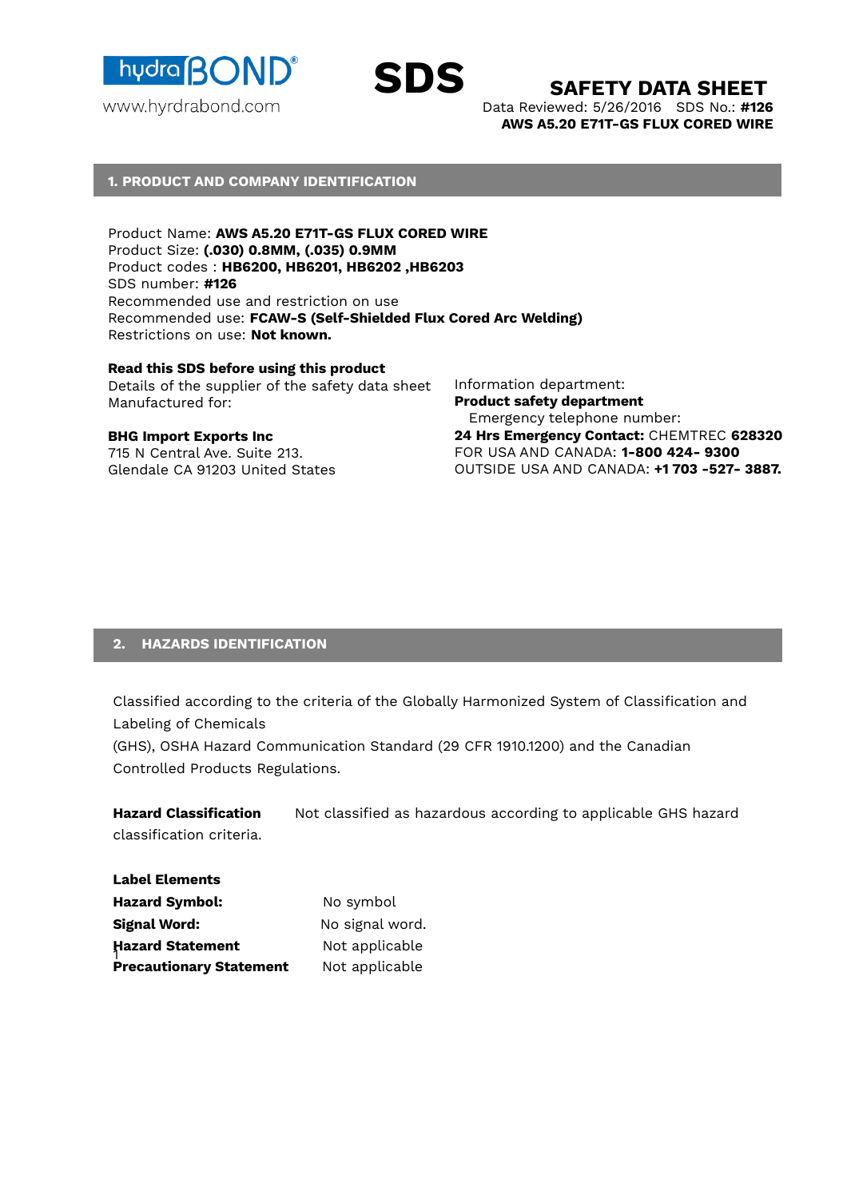hydraBOND®

www.hyrdrabond.com

# SDS

## SAFETY DATA SHEET

Data Reviewed: 5/26/2016 SDS No.: **#126**
**AWS A5.20 E71T-GS FLUX CORED WIRE**

## 1. PRODUCT AND COMPANY IDENTIFICATION

Product Name: **AWS A5.20 E71T-GS FLUX CORED WIRE**
Product Size: **(.030) 0.8MM, (.035) 0.9MM**
Product codes : **HB6200, HB6201, HB6202 ,HB6203**
SDS number: **#126**
Recommended use and restriction on use
Recommended use: **FCAW-S (Self-Shielded Flux Cored Arc Welding)**
Restrictions on use: **Not known.**

**Read this SDS before using this product**
Details of the supplier of the safety data sheet
Manufactured for:

**BHG Import Exports Inc**
715 N Central Ave. Suite 213.
Glendale CA 91203 United States

Information department:
**Product safety department**
Emergency telephone number:
**24 Hrs Emergency Contact:** CHEMTREC **628320**
FOR USA AND CANADA: **1-800 424- 9300**
OUTSIDE USA AND CANADA: **+1 703 -527- 3887.**

## 2. HAZARDS IDENTIFICATION

Classified according to the criteria of the Globally Harmonized System of Classification and Labeling of Chemicals
(GHS), OSHA Hazard Communication Standard (29 CFR 1910.1200) and the Canadian Controlled Products Regulations.

**Hazard Classification** Not classified as hazardous according to applicable GHS hazard classification criteria.

**Label Elements**

| | |
|---|---|
| **Hazard Symbol:** | No symbol |
| **Signal Word:** | No signal word. |
| **Hazard Statement** | Not applicable |
| **Precautionary Statement** | Not applicable |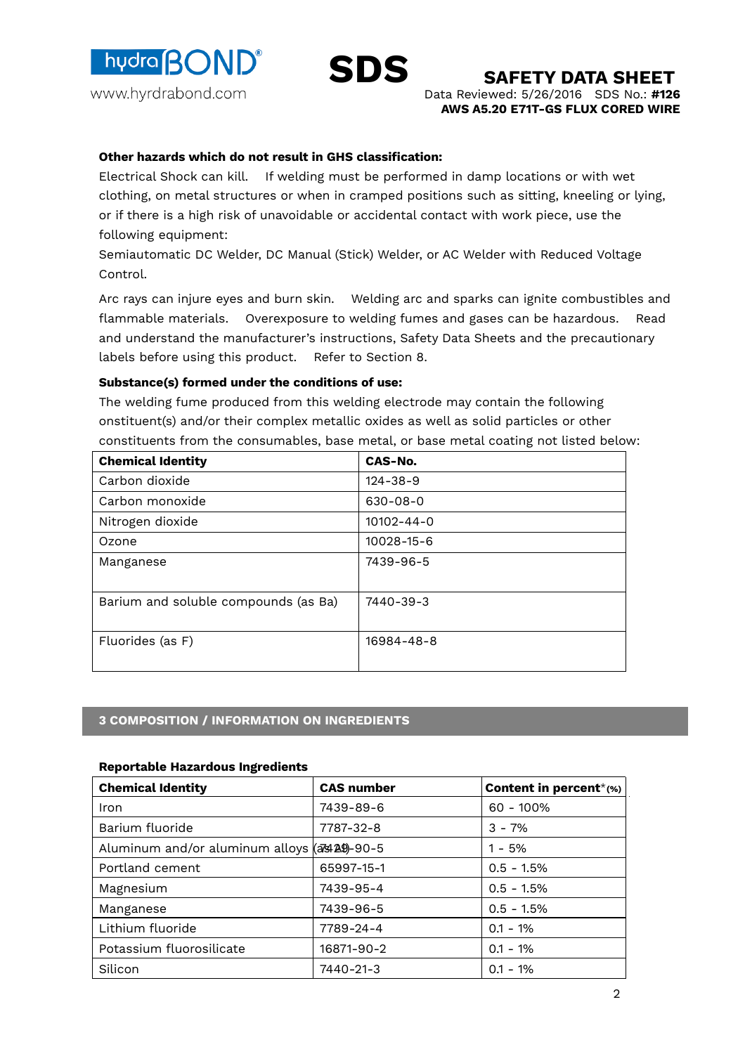**Other hazards which do not result in GHS classification:**

Electrical Shock can kill. If welding must be performed in damp locations or with wet clothing, on metal structures or when in cramped positions such as sitting, kneeling or lying, or if there is a high risk of unavoidable or accidental contact with work piece, use the following equipment:

Semiautomatic DC Welder, DC Manual (Stick) Welder, or AC Welder with Reduced Voltage Control.

Arc rays can injure eyes and burn skin. Welding arc and sparks can ignite combustibles and flammable materials. Overexposure to welding fumes and gases can be hazardous. Read and understand the manufacturer's instructions, Safety Data Sheets and the precautionary labels before using this product. Refer to Section 8.

**Substance(s) formed under the conditions of use:**

The welding fume produced from this welding electrode may contain the following onstituent(s) and/or their complex metallic oxides as well as solid particles or other constituents from the consumables, base metal, or base metal coating not listed below:

| Chemical Identity | CAS-No. |
|---|---|
| Carbon dioxide | 124-38-9 |
| Carbon monoxide | 630-08-0 |
| Nitrogen dioxide | 10102-44-0 |
| Ozone | 10028-15-6 |
| Manganese | 7439-96-5 |
| Barium and soluble compounds (as Ba) | 7440-39-3 |
| Fluorides (as F) | 16984-48-8 |

## 3 COMPOSITION / INFORMATION ON INGREDIENTS

**Reportable Hazardous Ingredients**

| Chemical Identity | CAS number | Content in percent*(%) |
|---|---|---|
| Iron | 7439-89-6 | 60 - 100% |
| Barium fluoride | 7787-32-8 | 3 - 7% |
| Aluminum and/or aluminum alloys (as Al) | 7429-90-5 | 1 - 5% |
| Portland cement | 65997-15-1 | 0.5 - 1.5% |
| Magnesium | 7439-95-4 | 0.5 - 1.5% |
| Manganese | 7439-96-5 | 0.5 - 1.5% |
| Lithium fluoride | 7789-24-4 | 0.1 - 1% |
| Potassium fluorosilicate | 16871-90-2 | 0.1 - 1% |
| Silicon | 7440-21-3 | 0.1 - 1% |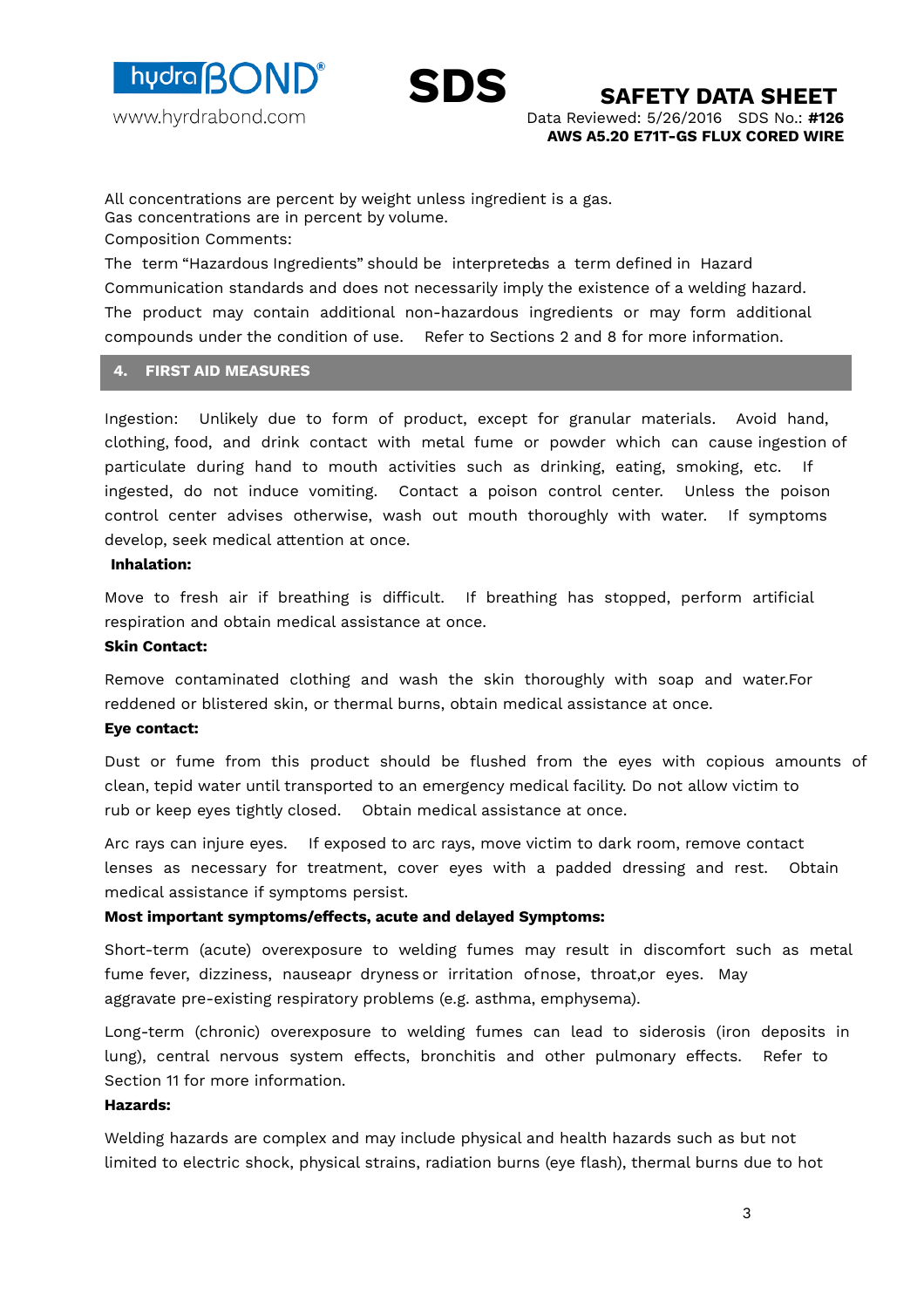All concentrations are percent by weight unless ingredient is a gas.
Gas concentrations are in percent by volume.
Composition Comments:

The term "Hazardous Ingredients" should be interpreted as a term defined in Hazard Communication standards and does not necessarily imply the existence of a welding hazard. The product may contain additional non-hazardous ingredients or may form additional compounds under the condition of use. Refer to Sections 2 and 8 for more information.

## 4. FIRST AID MEASURES

Ingestion: Unlikely due to form of product, except for granular materials. Avoid hand, clothing, food, and drink contact with metal fume or powder which can cause ingestion of particulate during hand to mouth activities such as drinking, eating, smoking, etc. If ingested, do not induce vomiting. Contact a poison control center. Unless the poison control center advises otherwise, wash out mouth thoroughly with water. If symptoms develop, seek medical attention at once.

**Inhalation:**

Move to fresh air if breathing is difficult. If breathing has stopped, perform artificial respiration and obtain medical assistance at once.

**Skin Contact:**

Remove contaminated clothing and wash the skin thoroughly with soap and water.For reddened or blistered skin, or thermal burns, obtain medical assistance at once.

**Eye contact:**

Dust or fume from this product should be flushed from the eyes with copious amounts of clean, tepid water until transported to an emergency medical facility. Do not allow victim to rub or keep eyes tightly closed. Obtain medical assistance at once.

Arc rays can injure eyes. If exposed to arc rays, move victim to dark room, remove contact lenses as necessary for treatment, cover eyes with a padded dressing and rest. Obtain medical assistance if symptoms persist.

**Most important symptoms/effects, acute and delayed Symptoms:**

Short-term (acute) overexposure to welding fumes may result in discomfort such as metal fume fever, dizziness, nausea,or dryness or irritation of nose, throat,or eyes. May aggravate pre-existing respiratory problems (e.g. asthma, emphysema).

Long-term (chronic) overexposure to welding fumes can lead to siderosis (iron deposits in lung), central nervous system effects, bronchitis and other pulmonary effects. Refer to Section 11 for more information.

**Hazards:**

Welding hazards are complex and may include physical and health hazards such as but not limited to electric shock, physical strains, radiation burns (eye flash), thermal burns due to hot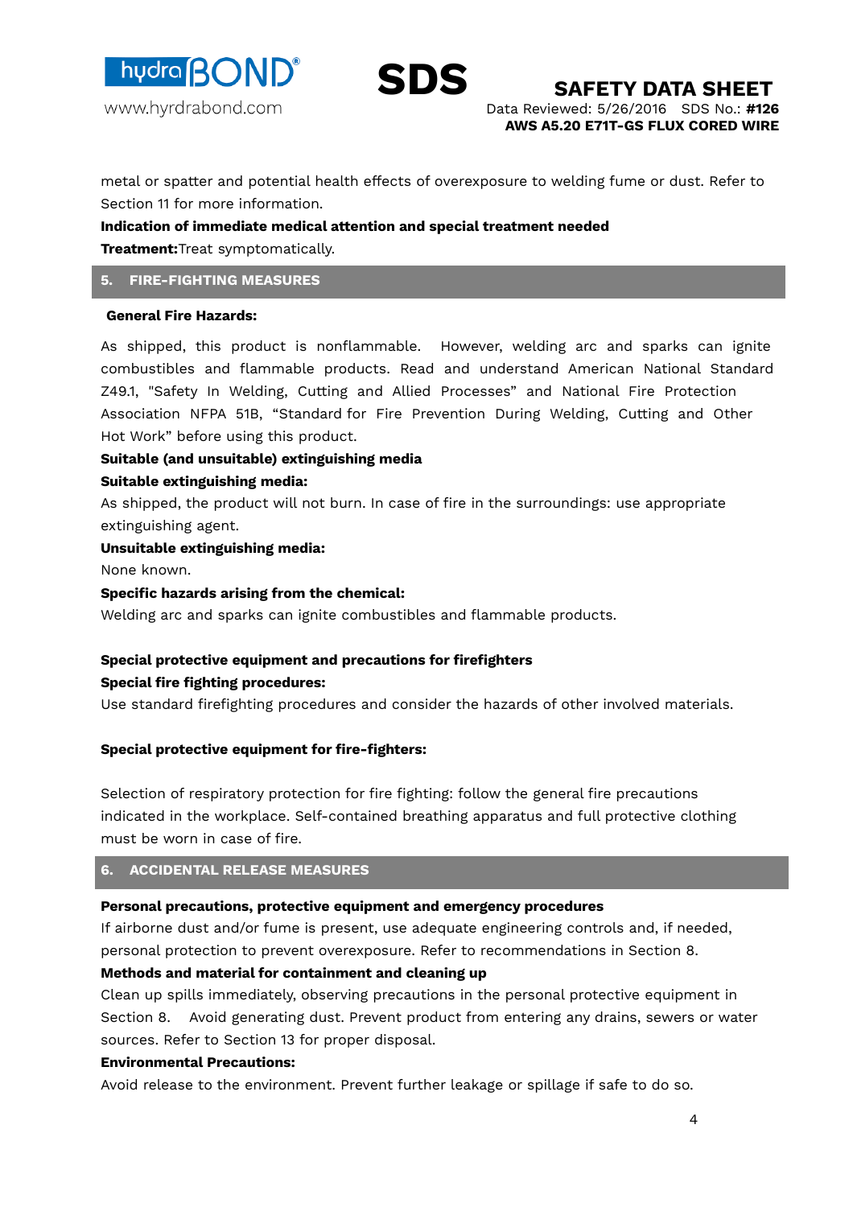metal or spatter and potential health effects of overexposure to welding fume or dust. Refer to Section 11 for more information.

**Indication of immediate medical attention and special treatment needed**

**Treatment:** Treat symptomatically.

## 5. FIRE-FIGHTING MEASURES

**General Fire Hazards:**

As shipped, this product is nonflammable. However, welding arc and sparks can ignite combustibles and flammable products. Read and understand American National Standard Z49.1, "Safety In Welding, Cutting and Allied Processes" and National Fire Protection Association NFPA 51B, "Standard for Fire Prevention During Welding, Cutting and Other Hot Work" before using this product.

**Suitable (and unsuitable) extinguishing media**

**Suitable extinguishing media:**

As shipped, the product will not burn. In case of fire in the surroundings: use appropriate extinguishing agent.

**Unsuitable extinguishing media:**

None known.

**Specific hazards arising from the chemical:**

Welding arc and sparks can ignite combustibles and flammable products.

**Special protective equipment and precautions for firefighters**

**Special fire fighting procedures:**

Use standard firefighting procedures and consider the hazards of other involved materials.

**Special protective equipment for fire-fighters:**

Selection of respiratory protection for fire fighting: follow the general fire precautions indicated in the workplace. Self-contained breathing apparatus and full protective clothing must be worn in case of fire.

## 6. ACCIDENTAL RELEASE MEASURES

**Personal precautions, protective equipment and emergency procedures**

If airborne dust and/or fume is present, use adequate engineering controls and, if needed, personal protection to prevent overexposure. Refer to recommendations in Section 8.

**Methods and material for containment and cleaning up**

Clean up spills immediately, observing precautions in the personal protective equipment in Section 8. Avoid generating dust. Prevent product from entering any drains, sewers or water sources. Refer to Section 13 for proper disposal.

**Environmental Precautions:**

Avoid release to the environment. Prevent further leakage or spillage if safe to do so.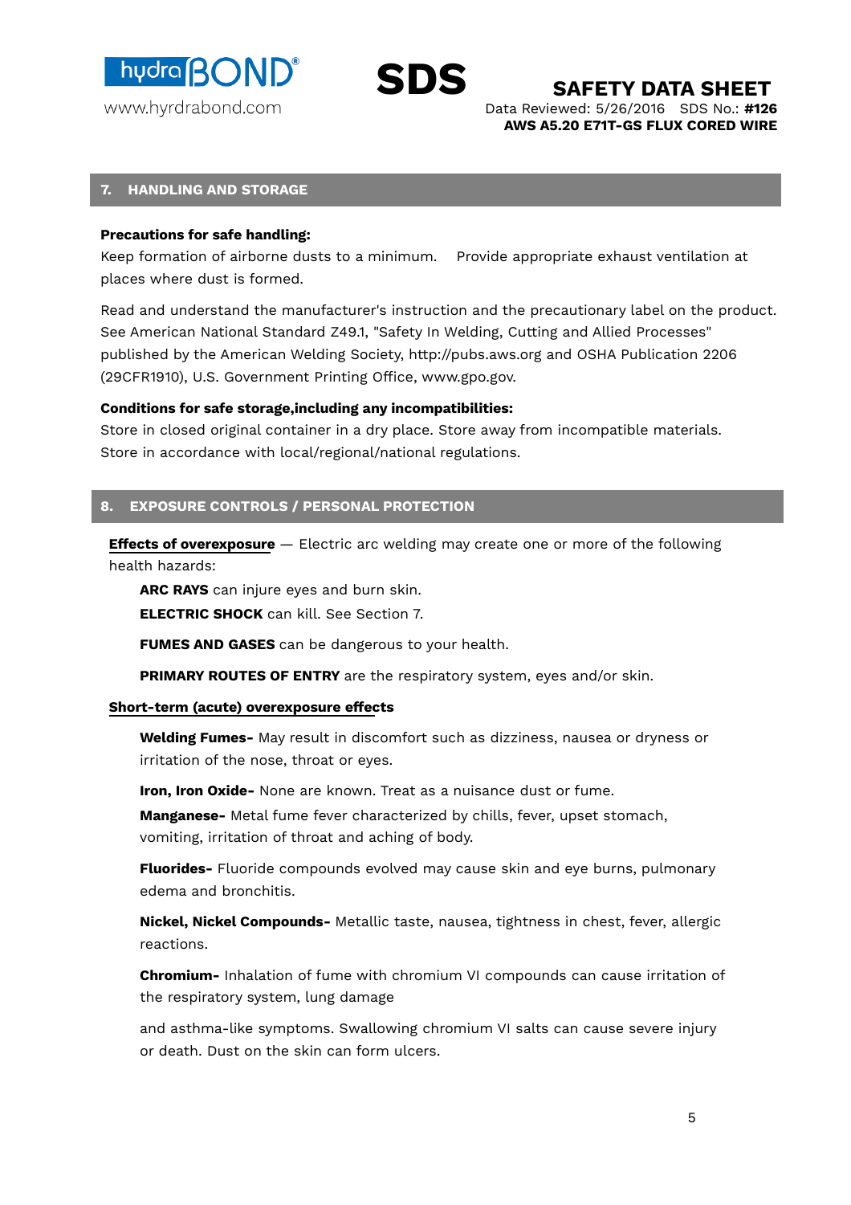## 7. HANDLING AND STORAGE

**Precautions for safe handling:**

Keep formation of airborne dusts to a minimum. Provide appropriate exhaust ventilation at places where dust is formed.

Read and understand the manufacturer's instruction and the precautionary label on the product. See American National Standard Z49.1, "Safety In Welding, Cutting and Allied Processes" published by the American Welding Society, http://pubs.aws.org and OSHA Publication 2206 (29CFR1910), U.S. Government Printing Office, www.gpo.gov.

**Conditions for safe storage,including any incompatibilities:**

Store in closed original container in a dry place. Store away from incompatible materials. Store in accordance with local/regional/national regulations.

## 8. EXPOSURE CONTROLS / PERSONAL PROTECTION

**Effects of overexposure** — Electric arc welding may create one or more of the following health hazards:

**ARC RAYS** can injure eyes and burn skin.

**ELECTRIC SHOCK** can kill. See Section 7.

**FUMES AND GASES** can be dangerous to your health.

**PRIMARY ROUTES OF ENTRY** are the respiratory system, eyes and/or skin.

**Short-term (acute) overexposure effects**

**Welding Fumes-** May result in discomfort such as dizziness, nausea or dryness or irritation of the nose, throat or eyes.

**Iron, Iron Oxide-** None are known. Treat as a nuisance dust or fume.

**Manganese-** Metal fume fever characterized by chills, fever, upset stomach, vomiting, irritation of throat and aching of body.

**Fluorides-** Fluoride compounds evolved may cause skin and eye burns, pulmonary edema and bronchitis.

**Nickel, Nickel Compounds-** Metallic taste, nausea, tightness in chest, fever, allergic reactions.

**Chromium-** Inhalation of fume with chromium VI compounds can cause irritation of the respiratory system, lung damage

and asthma-like symptoms. Swallowing chromium VI salts can cause severe injury or death. Dust on the skin can form ulcers.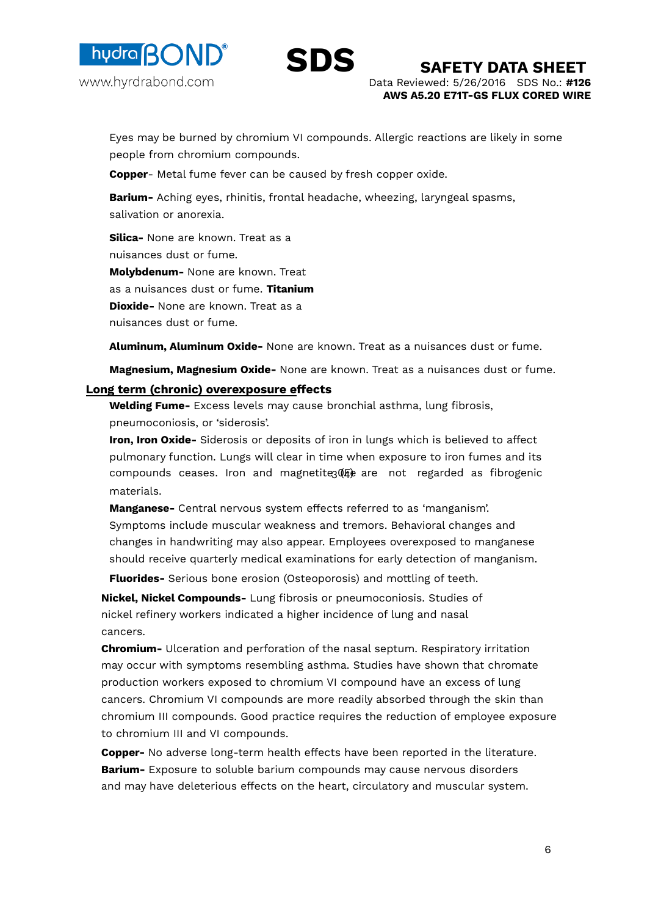Eyes may be burned by chromium VI compounds. Allergic reactions are likely in some people from chromium compounds.

**Copper**- Metal fume fever can be caused by fresh copper oxide.

**Barium-** Aching eyes, rhinitis, frontal headache, wheezing, laryngeal spasms, salivation or anorexia.

**Silica-** None are known. Treat as a nuisances dust or fume.
**Molybdenum-** None are known. Treat as a nuisances dust or fume. **Titanium Dioxide-** None are known. Treat as a nuisances dust or fume.

**Aluminum, Aluminum Oxide-** None are known. Treat as a nuisances dust or fume.

**Magnesium, Magnesium Oxide-** None are known. Treat as a nuisances dust or fume.

**Long term (chronic) overexposure effects**

**Welding Fume-** Excess levels may cause bronchial asthma, lung fibrosis, pneumoconiosis, or 'siderosis'.

**Iron, Iron Oxide-** Siderosis or deposits of iron in lungs which is believed to affect pulmonary function. Lungs will clear in time when exposure to iron fumes and its compounds ceases. Iron and magnetite $(Fe_3O_4)$ are not regarded as fibrogenic materials.

**Manganese-** Central nervous system effects referred to as 'manganism'. Symptoms include muscular weakness and tremors. Behavioral changes and changes in handwriting may also appear. Employees overexposed to manganese should receive quarterly medical examinations for early detection of manganism.

**Fluorides-** Serious bone erosion (Osteoporosis) and mottling of teeth.

**Nickel, Nickel Compounds-** Lung fibrosis or pneumoconiosis. Studies of nickel refinery workers indicated a higher incidence of lung and nasal cancers.

**Chromium-** Ulceration and perforation of the nasal septum. Respiratory irritation may occur with symptoms resembling asthma. Studies have shown that chromate production workers exposed to chromium VI compound have an excess of lung cancers. Chromium VI compounds are more readily absorbed through the skin than chromium III compounds. Good practice requires the reduction of employee exposure to chromium III and VI compounds.

**Copper-** No adverse long-term health effects have been reported in the literature.
**Barium-** Exposure to soluble barium compounds may cause nervous disorders and may have deleterious effects on the heart, circulatory and muscular system.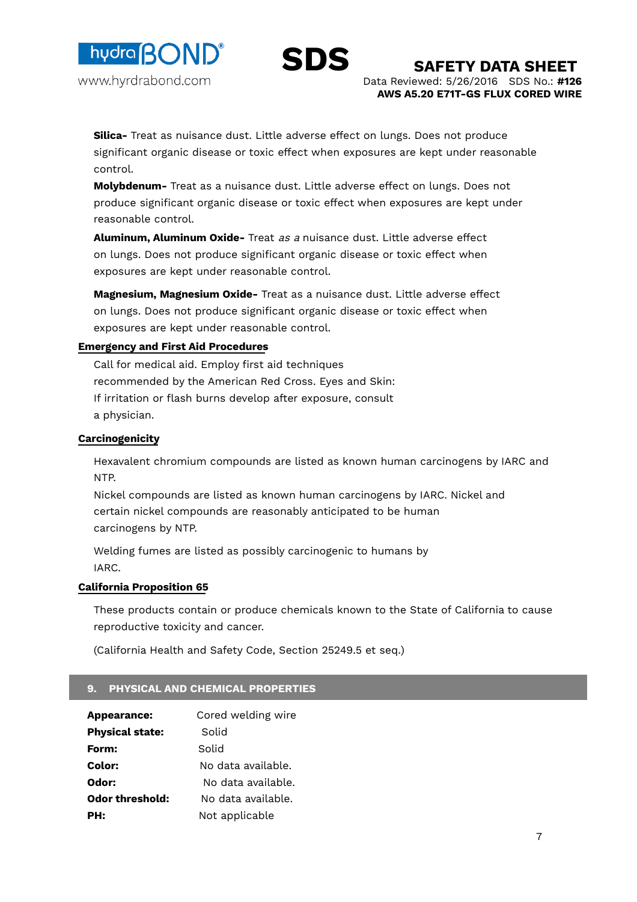**Silica-** Treat as nuisance dust. Little adverse effect on lungs. Does not produce significant organic disease or toxic effect when exposures are kept under reasonable control.

**Molybdenum-** Treat as a nuisance dust. Little adverse effect on lungs. Does not produce significant organic disease or toxic effect when exposures are kept under reasonable control.

**Aluminum, Aluminum Oxide-** Treat *as a* nuisance dust. Little adverse effect on lungs. Does not produce significant organic disease or toxic effect when exposures are kept under reasonable control.

**Magnesium, Magnesium Oxide-** Treat as a nuisance dust. Little adverse effect on lungs. Does not produce significant organic disease or toxic effect when exposures are kept under reasonable control.

**Emergency and First Aid Procedures**

Call for medical aid. Employ first aid techniques recommended by the American Red Cross. Eyes and Skin: If irritation or flash burns develop after exposure, consult a physician.

**Carcinogenicity**

Hexavalent chromium compounds are listed as known human carcinogens by IARC and NTP.

Nickel compounds are listed as known human carcinogens by IARC. Nickel and certain nickel compounds are reasonably anticipated to be human carcinogens by NTP.

Welding fumes are listed as possibly carcinogenic to humans by IARC.

**California Proposition 65**

These products contain or produce chemicals known to the State of California to cause reproductive toxicity and cancer.

(California Health and Safety Code, Section 25249.5 et seq.)

## 9. PHYSICAL AND CHEMICAL PROPERTIES

| | |
|---|---|
| **Appearance:** | Cored welding wire |
| **Physical state:** | Solid |
| **Form:** | Solid |
| **Color:** | No data available. |
| **Odor:** | No data available. |
| **Odor threshold:** | No data available. |
| **PH:** | Not applicable |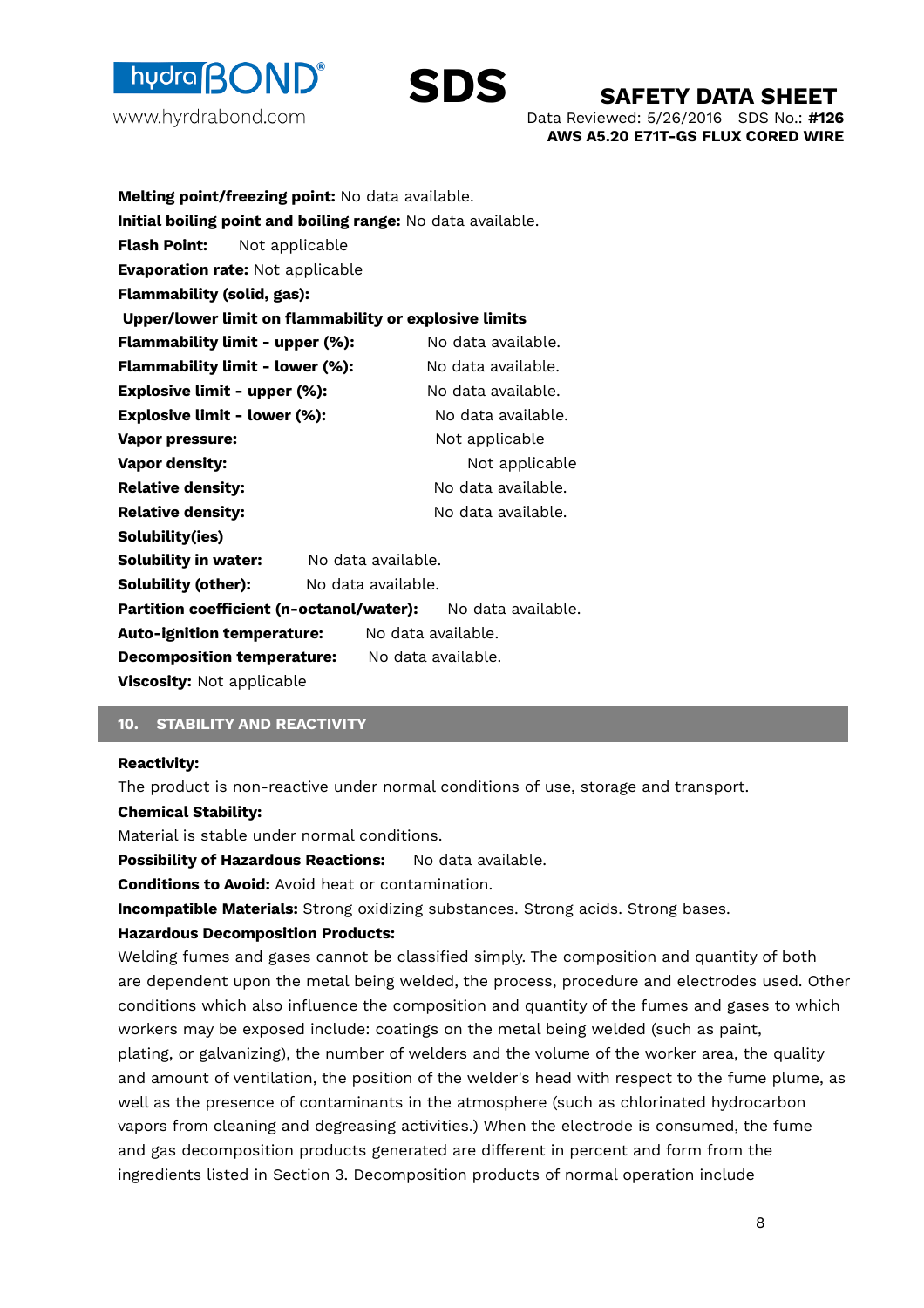**Melting point/freezing point:** No data available.
**Initial boiling point and boiling range:** No data available.
**Flash Point:** Not applicable
**Evaporation rate:** Not applicable
**Flammability (solid, gas):**
**Upper/lower limit on flammability or explosive limits**
**Flammability limit - upper (%):** No data available.
**Flammability limit - lower (%):** No data available.
**Explosive limit - upper (%):** No data available.
**Explosive limit - lower (%):** No data available.
**Vapor pressure:** Not applicable
**Vapor density:** Not applicable
**Relative density:** No data available.
**Relative density:** No data available.
**Solubility(ies)**
**Solubility in water:** No data available.
**Solubility (other):** No data available.
**Partition coefficient (n-octanol/water):** No data available.
**Auto-ignition temperature:** No data available.
**Decomposition temperature:** No data available.
**Viscosity:** Not applicable

## 10. STABILITY AND REACTIVITY

**Reactivity:**
The product is non-reactive under normal conditions of use, storage and transport.
**Chemical Stability:**
Material is stable under normal conditions.
**Possibility of Hazardous Reactions:** No data available.
**Conditions to Avoid:** Avoid heat or contamination.
**Incompatible Materials:** Strong oxidizing substances. Strong acids. Strong bases.
**Hazardous Decomposition Products:**
Welding fumes and gases cannot be classified simply. The composition and quantity of both are dependent upon the metal being welded, the process, procedure and electrodes used. Other conditions which also influence the composition and quantity of the fumes and gases to which workers may be exposed include: coatings on the metal being welded (such as paint, plating, or galvanizing), the number of welders and the volume of the worker area, the quality and amount of ventilation, the position of the welder's head with respect to the fume plume, as well as the presence of contaminants in the atmosphere (such as chlorinated hydrocarbon vapors from cleaning and degreasing activities.) When the electrode is consumed, the fume and gas decomposition products generated are different in percent and form from the ingredients listed in Section 3. Decomposition products of normal operation include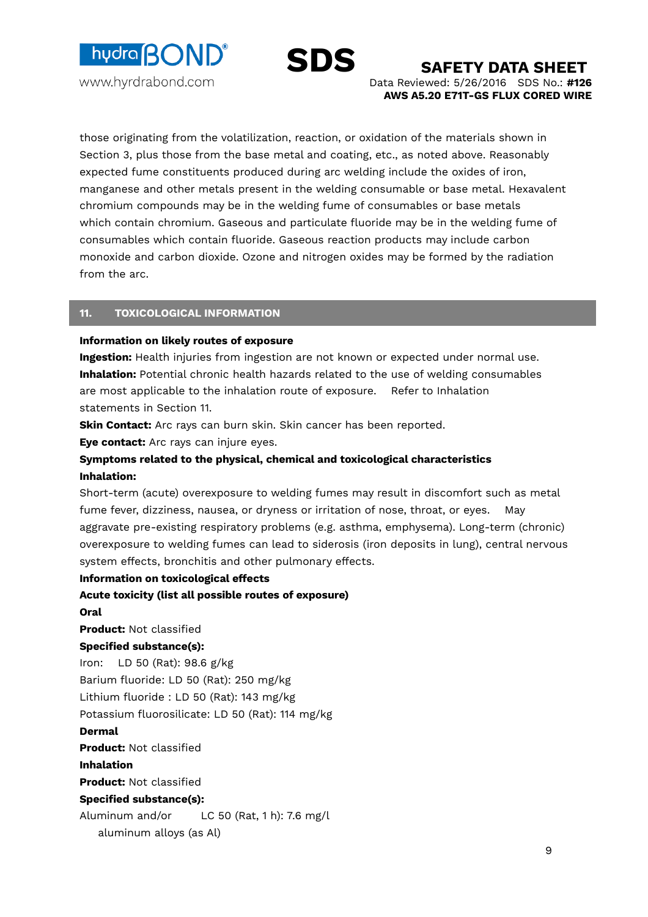those originating from the volatilization, reaction, or oxidation of the materials shown in Section 3, plus those from the base metal and coating, etc., as noted above. Reasonably expected fume constituents produced during arc welding include the oxides of iron, manganese and other metals present in the welding consumable or base metal. Hexavalent chromium compounds may be in the welding fume of consumables or base metals which contain chromium. Gaseous and particulate fluoride may be in the welding fume of consumables which contain fluoride. Gaseous reaction products may include carbon monoxide and carbon dioxide. Ozone and nitrogen oxides may be formed by the radiation from the arc.

## 11. TOXICOLOGICAL INFORMATION

**Information on likely routes of exposure**

**Ingestion:** Health injuries from ingestion are not known or expected under normal use.

**Inhalation:** Potential chronic health hazards related to the use of welding consumables are most applicable to the inhalation route of exposure. Refer to Inhalation statements in Section 11.

**Skin Contact:** Arc rays can burn skin. Skin cancer has been reported.

**Eye contact:** Arc rays can injure eyes.

**Symptoms related to the physical, chemical and toxicological characteristics**

**Inhalation:**

Short-term (acute) overexposure to welding fumes may result in discomfort such as metal fume fever, dizziness, nausea, or dryness or irritation of nose, throat, or eyes. May aggravate pre-existing respiratory problems (e.g. asthma, emphysema). Long-term (chronic) overexposure to welding fumes can lead to siderosis (iron deposits in lung), central nervous system effects, bronchitis and other pulmonary effects.

**Information on toxicological effects**

**Acute toxicity (list all possible routes of exposure)**

**Oral**

**Product:** Not classified

**Specified substance(s):**

Iron: LD 50 (Rat): 98.6 g/kg

Barium fluoride: LD 50 (Rat): 250 mg/kg

Lithium fluoride : LD 50 (Rat): 143 mg/kg

Potassium fluorosilicate: LD 50 (Rat): 114 mg/kg

**Dermal**

**Product:** Not classified

**Inhalation**

**Product:** Not classified

**Specified substance(s):**

Aluminum and/or aluminum alloys (as Al) LC 50 (Rat, 1 h): 7.6 mg/l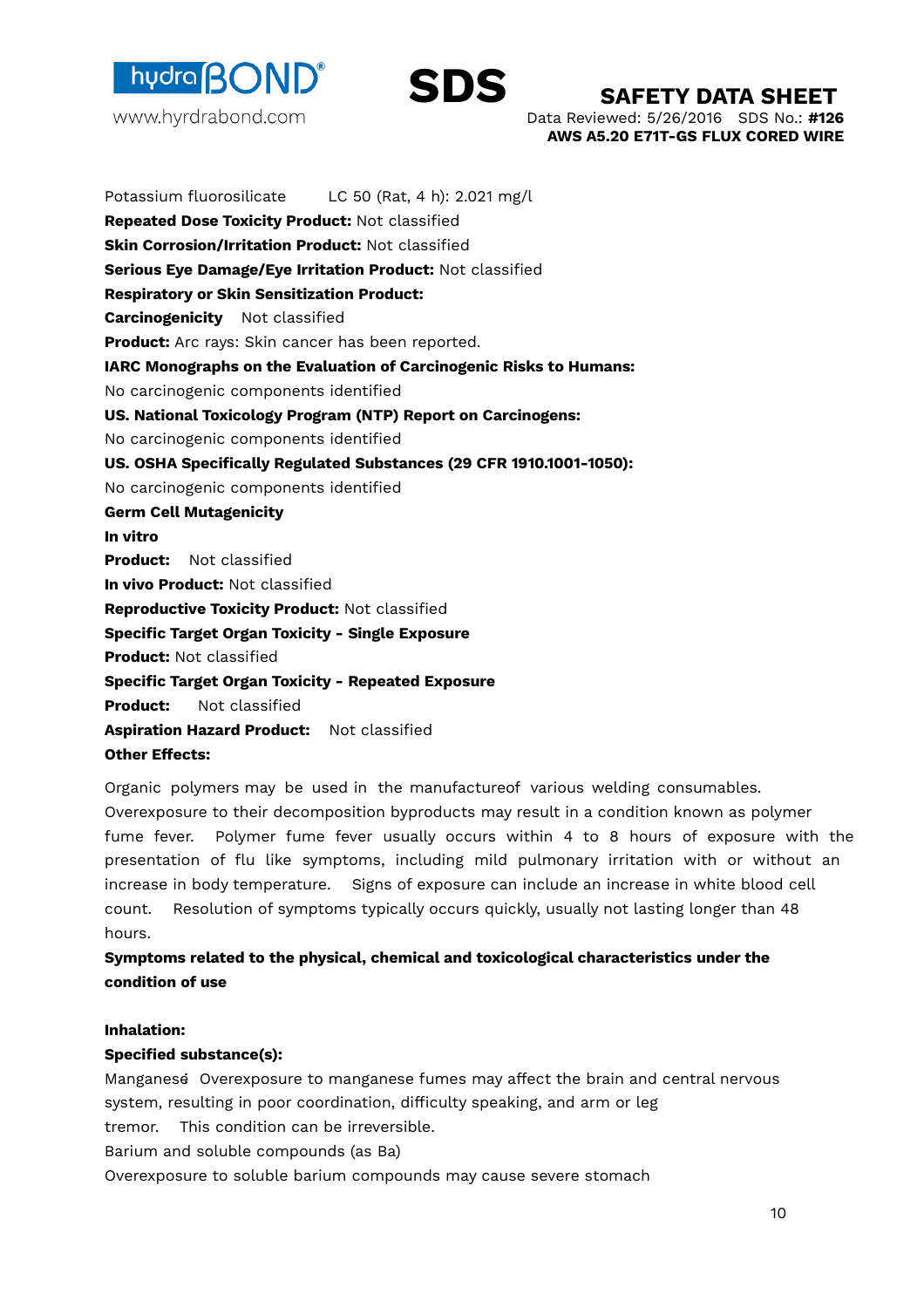Potassium fluorosilicate LC 50 (Rat, 4 h): 2.021 mg/l

**Repeated Dose Toxicity Product:** Not classified

**Skin Corrosion/Irritation Product:** Not classified

**Serious Eye Damage/Eye Irritation Product:** Not classified

**Respiratory or Skin Sensitization Product:**

**Carcinogenicity** Not classified

**Product:** Arc rays: Skin cancer has been reported.

**IARC Monographs on the Evaluation of Carcinogenic Risks to Humans:**

No carcinogenic components identified

**US. National Toxicology Program (NTP) Report on Carcinogens:**

No carcinogenic components identified

**US. OSHA Specifically Regulated Substances (29 CFR 1910.1001-1050):**

No carcinogenic components identified

**Germ Cell Mutagenicity**

**In vitro**

**Product:** Not classified

**In vivo Product:** Not classified

**Reproductive Toxicity Product:** Not classified

**Specific Target Organ Toxicity - Single Exposure**

**Product:** Not classified

**Specific Target Organ Toxicity - Repeated Exposure**

**Product:** Not classified

**Aspiration Hazard Product:** Not classified

**Other Effects:**

Organic polymers may be used in the manufactureof various welding consumables. Overexposure to their decomposition byproducts may result in a condition known as polymer fume fever. Polymer fume fever usually occurs within 4 to 8 hours of exposure with the presentation of flu like symptoms, including mild pulmonary irritation with or without an increase in body temperature. Signs of exposure can include an increase in white blood cell count. Resolution of symptoms typically occurs quickly, usually not lasting longer than 48 hours.

**Symptoms related to the physical, chemical and toxicological characteristics under the condition of use**

**Inhalation:**

**Specified substance(s):**

Manganese Overexposure to manganese fumes may affect the brain and central nervous system, resulting in poor coordination, difficulty speaking, and arm or leg tremor. This condition can be irreversible.

Barium and soluble compounds (as Ba)

Overexposure to soluble barium compounds may cause severe stomach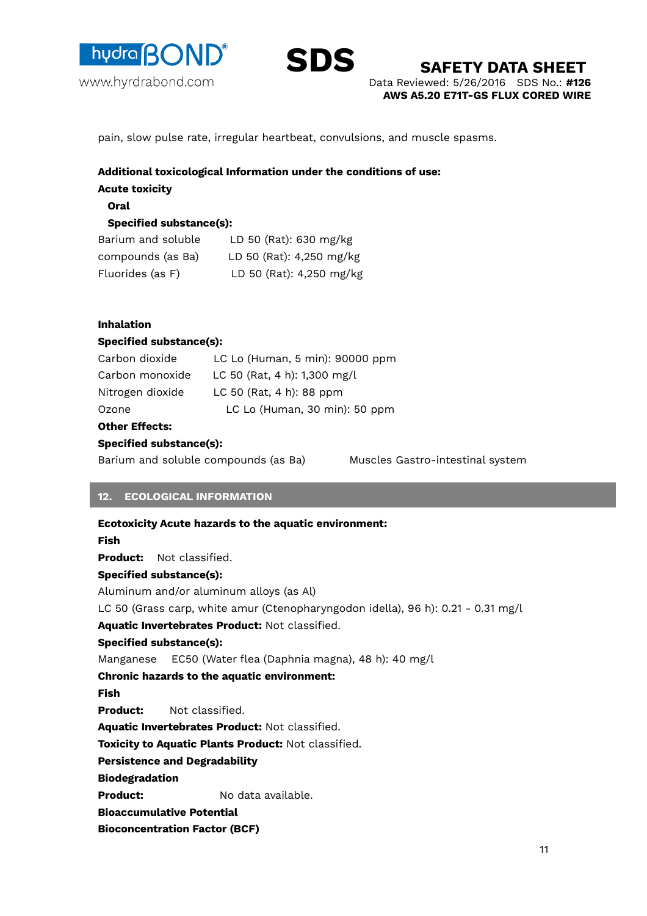pain, slow pulse rate, irregular heartbeat, convulsions, and muscle spasms.

**Additional toxicological Information under the conditions of use:**

**Acute toxicity**

**Oral**

**Specified substance(s):**

| | |
|---|---|
| Barium and soluble | LD 50 (Rat): 630 mg/kg |
| compounds (as Ba) | LD 50 (Rat): 4,250 mg/kg |
| Fluorides (as F) | LD 50 (Rat): 4,250 mg/kg |

**Inhalation**

**Specified substance(s):**

| | |
|---|---|
| Carbon dioxide | LC Lo (Human, 5 min): 90000 ppm |
| Carbon monoxide | LC 50 (Rat, 4 h): 1,300 mg/l |
| Nitrogen dioxide | LC 50 (Rat, 4 h): 88 ppm |
| Ozone | LC Lo (Human, 30 min): 50 ppm |

**Other Effects:**

**Specified substance(s):**

Barium and soluble compounds (as Ba) Muscles Gastro-intestinal system

## 12. ECOLOGICAL INFORMATION

**Ecotoxicity Acute hazards to the aquatic environment:**

**Fish**

**Product:** Not classified.

**Specified substance(s):**

Aluminum and/or aluminum alloys (as Al)

LC 50 (Grass carp, white amur (Ctenopharyngodon idella), 96 h): 0.21 - 0.31 mg/l

**Aquatic Invertebrates Product:** Not classified.

**Specified substance(s):**

Manganese EC50 (Water flea (Daphnia magna), 48 h): 40 mg/l

**Chronic hazards to the aquatic environment:**

**Fish**

**Product:** Not classified.

**Aquatic Invertebrates Product:** Not classified.

**Toxicity to Aquatic Plants Product:** Not classified.

**Persistence and Degradability**

**Biodegradation**

**Product:** No data available.

**Bioaccumulative Potential**

**Bioconcentration Factor (BCF)**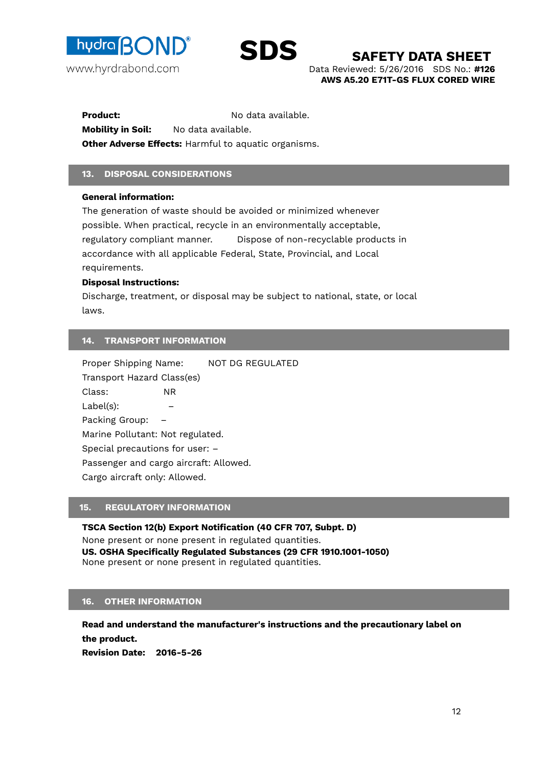**Product:** No data available.

**Mobility in Soil:** No data available.

**Other Adverse Effects:** Harmful to aquatic organisms.

## 13. DISPOSAL CONSIDERATIONS

**General information:**

The generation of waste should be avoided or minimized whenever possible. When practical, recycle in an environmentally acceptable, regulatory compliant manner. Dispose of non-recyclable products in accordance with all applicable Federal, State, Provincial, and Local requirements.

**Disposal Instructions:**

Discharge, treatment, or disposal may be subject to national, state, or local laws.

## 14. TRANSPORT INFORMATION

Proper Shipping Name: NOT DG REGULATED

Transport Hazard Class(es)

Class: NR

Label(s): –

Packing Group: –

Marine Pollutant: Not regulated.

Special precautions for user: –

Passenger and cargo aircraft: Allowed.

Cargo aircraft only: Allowed.

## 15. REGULATORY INFORMATION

**TSCA Section 12(b) Export Notification (40 CFR 707, Subpt. D)**

None present or none present in regulated quantities.

**US. OSHA Specifically Regulated Substances (29 CFR 1910.1001-1050)**

None present or none present in regulated quantities.

## 16. OTHER INFORMATION

**Read and understand the manufacturer's instructions and the precautionary label on the product.**

**Revision Date: 2016-5-26**